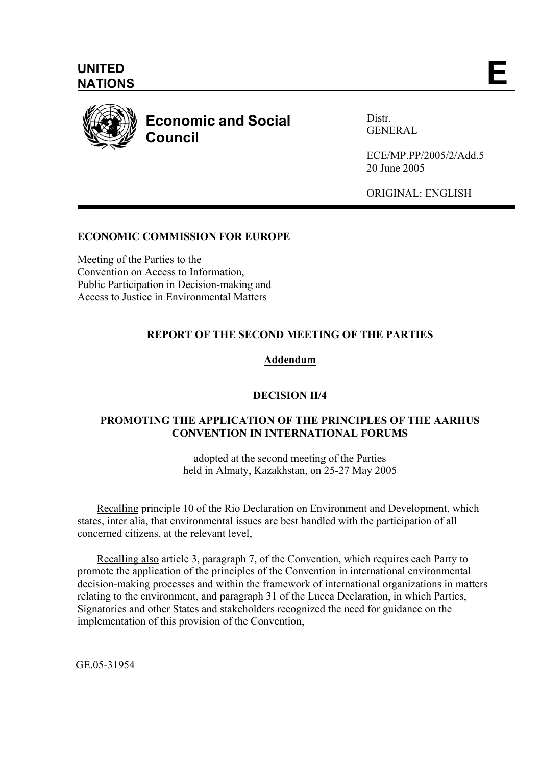**UNITED NATIONS**

**E**

**Economic and Social Council**

Distr.
GENERAL

ECE/MP.PP/2005/2/Add.5
20 June 2005

ORIGINAL: ENGLISH

**ECONOMIC COMMISSION FOR EUROPE**

Meeting of the Parties to the
Convention on Access to Information,
Public Participation in Decision-making and
Access to Justice in Environmental Matters

**REPORT OF THE SECOND MEETING OF THE PARTIES**

**Addendum**

**DECISION II/4**

**PROMOTING THE APPLICATION OF THE PRINCIPLES OF THE AARHUS CONVENTION IN INTERNATIONAL FORUMS**

adopted at the second meeting of the Parties
held in Almaty, Kazakhstan, on 25-27 May 2005

Recalling principle 10 of the Rio Declaration on Environment and Development, which states, inter alia, that environmental issues are best handled with the participation of all concerned citizens, at the relevant level,

Recalling also article 3, paragraph 7, of the Convention, which requires each Party to promote the application of the principles of the Convention in international environmental decision-making processes and within the framework of international organizations in matters relating to the environment, and paragraph 31 of the Lucca Declaration, in which Parties, Signatories and other States and stakeholders recognized the need for guidance on the implementation of this provision of the Convention,

GE.05-31954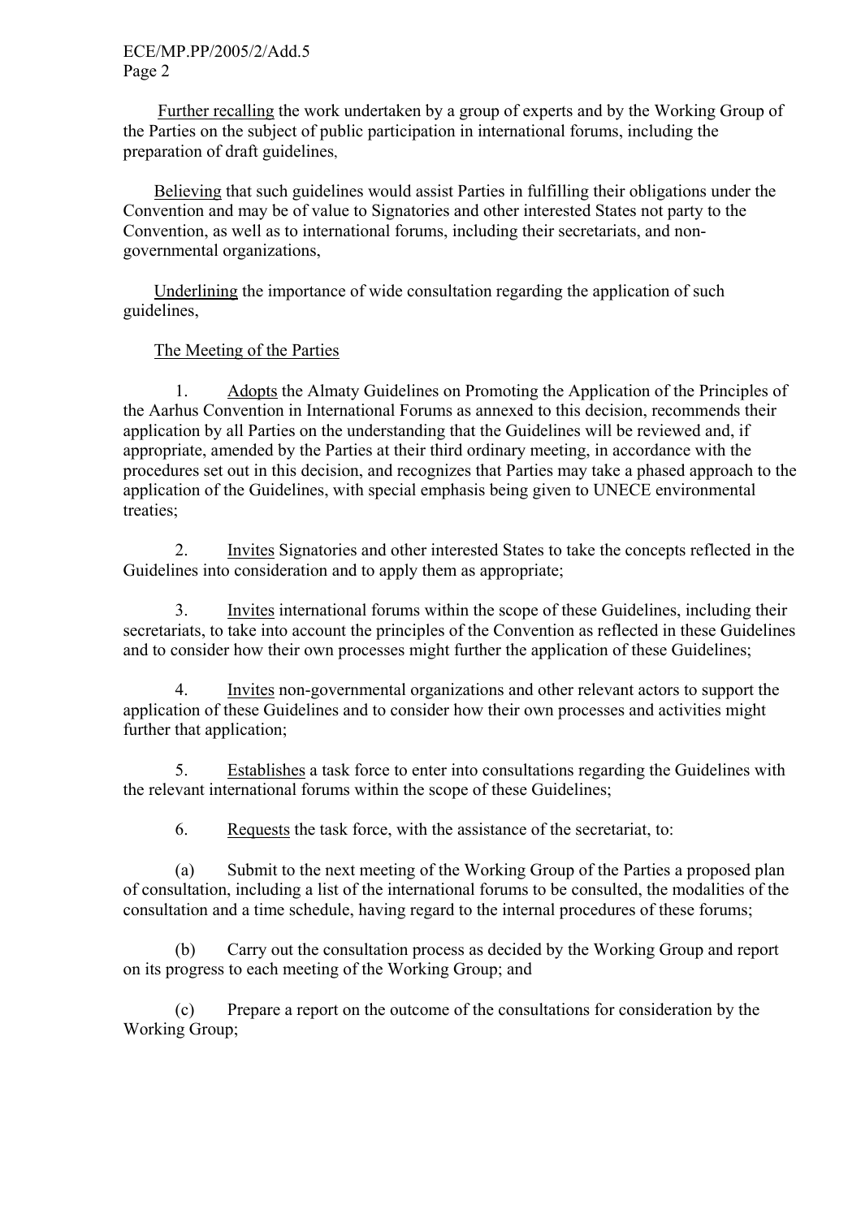Further recalling the work undertaken by a group of experts and by the Working Group of the Parties on the subject of public participation in international forums, including the preparation of draft guidelines,

Believing that such guidelines would assist Parties in fulfilling their obligations under the Convention and may be of value to Signatories and other interested States not party to the Convention, as well as to international forums, including their secretariats, and non-governmental organizations,

Underlining the importance of wide consultation regarding the application of such guidelines,

The Meeting of the Parties

1. Adopts the Almaty Guidelines on Promoting the Application of the Principles of the Aarhus Convention in International Forums as annexed to this decision, recommends their application by all Parties on the understanding that the Guidelines will be reviewed and, if appropriate, amended by the Parties at their third ordinary meeting, in accordance with the procedures set out in this decision, and recognizes that Parties may take a phased approach to the application of the Guidelines, with special emphasis being given to UNECE environmental treaties;

2. Invites Signatories and other interested States to take the concepts reflected in the Guidelines into consideration and to apply them as appropriate;

3. Invites international forums within the scope of these Guidelines, including their secretariats, to take into account the principles of the Convention as reflected in these Guidelines and to consider how their own processes might further the application of these Guidelines;

4. Invites non-governmental organizations and other relevant actors to support the application of these Guidelines and to consider how their own processes and activities might further that application;

5. Establishes a task force to enter into consultations regarding the Guidelines with the relevant international forums within the scope of these Guidelines;

6. Requests the task force, with the assistance of the secretariat, to:

(a) Submit to the next meeting of the Working Group of the Parties a proposed plan of consultation, including a list of the international forums to be consulted, the modalities of the consultation and a time schedule, having regard to the internal procedures of these forums;

(b) Carry out the consultation process as decided by the Working Group and report on its progress to each meeting of the Working Group; and

(c) Prepare a report on the outcome of the consultations for consideration by the Working Group;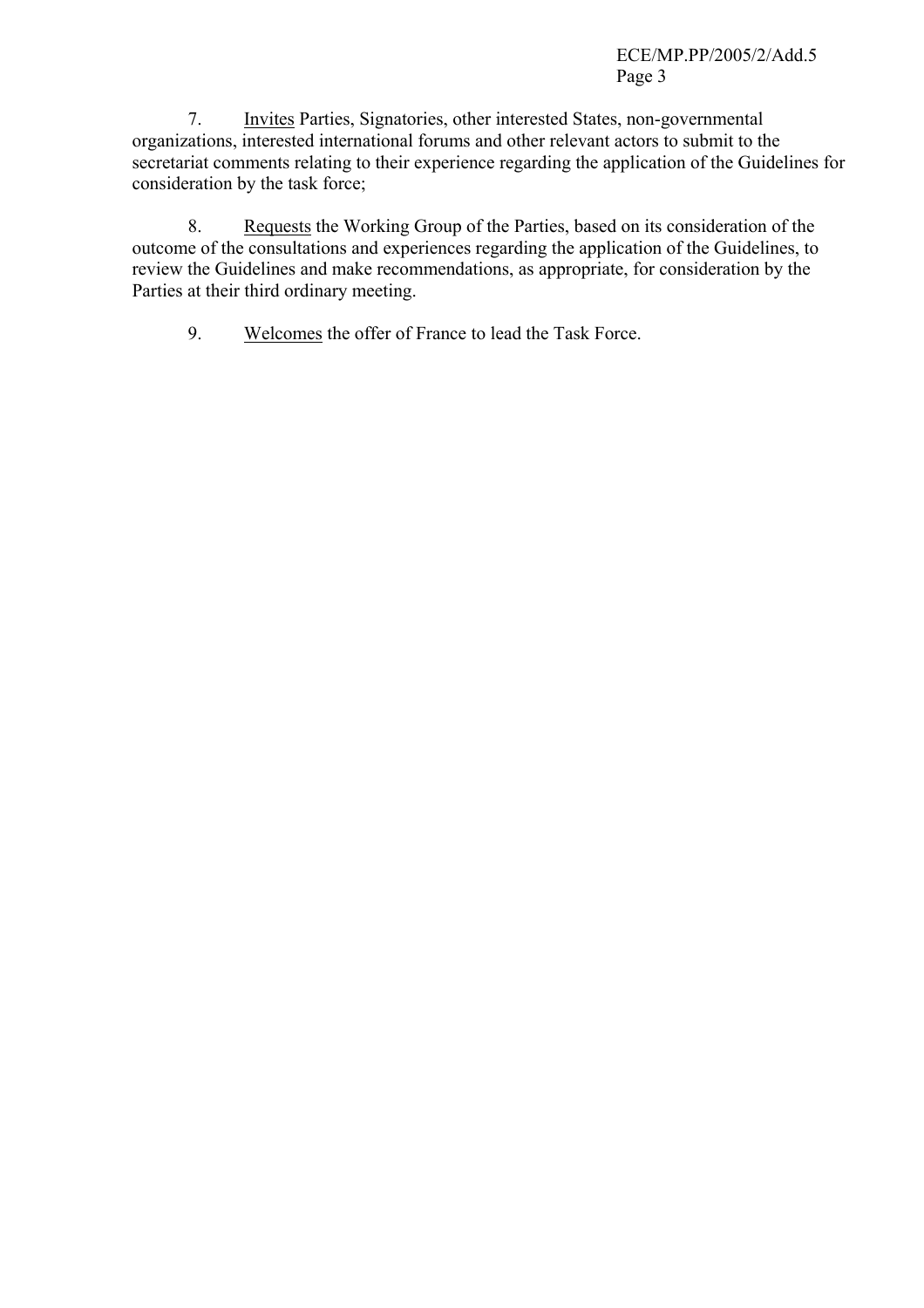7. Invites Parties, Signatories, other interested States, non-governmental organizations, interested international forums and other relevant actors to submit to the secretariat comments relating to their experience regarding the application of the Guidelines for consideration by the task force;

8. Requests the Working Group of the Parties, based on its consideration of the outcome of the consultations and experiences regarding the application of the Guidelines, to review the Guidelines and make recommendations, as appropriate, for consideration by the Parties at their third ordinary meeting.

9. Welcomes the offer of France to lead the Task Force.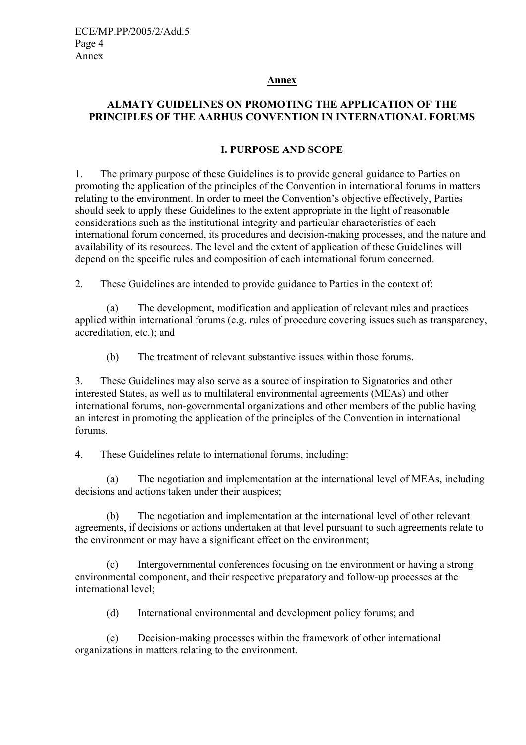## Annex

## ALMATY GUIDELINES ON PROMOTING THE APPLICATION OF THE PRINCIPLES OF THE AARHUS CONVENTION IN INTERNATIONAL FORUMS

### I. PURPOSE AND SCOPE

1. The primary purpose of these Guidelines is to provide general guidance to Parties on promoting the application of the principles of the Convention in international forums in matters relating to the environment. In order to meet the Convention's objective effectively, Parties should seek to apply these Guidelines to the extent appropriate in the light of reasonable considerations such as the institutional integrity and particular characteristics of each international forum concerned, its procedures and decision-making processes, and the nature and availability of its resources. The level and the extent of application of these Guidelines will depend on the specific rules and composition of each international forum concerned.

2. These Guidelines are intended to provide guidance to Parties in the context of:

(a) The development, modification and application of relevant rules and practices applied within international forums (e.g. rules of procedure covering issues such as transparency, accreditation, etc.); and

(b) The treatment of relevant substantive issues within those forums.

3. These Guidelines may also serve as a source of inspiration to Signatories and other interested States, as well as to multilateral environmental agreements (MEAs) and other international forums, non-governmental organizations and other members of the public having an interest in promoting the application of the principles of the Convention in international forums.

4. These Guidelines relate to international forums, including:

(a) The negotiation and implementation at the international level of MEAs, including decisions and actions taken under their auspices;

(b) The negotiation and implementation at the international level of other relevant agreements, if decisions or actions undertaken at that level pursuant to such agreements relate to the environment or may have a significant effect on the environment;

(c) Intergovernmental conferences focusing on the environment or having a strong environmental component, and their respective preparatory and follow-up processes at the international level;

(d) International environmental and development policy forums; and

(e) Decision-making processes within the framework of other international organizations in matters relating to the environment.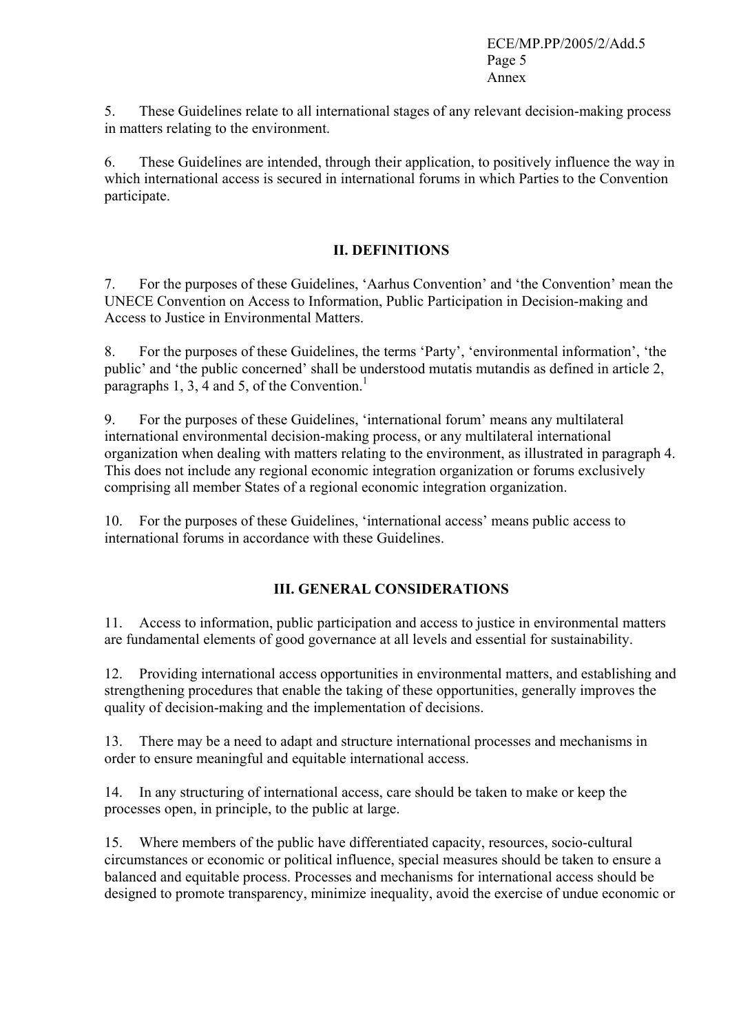5. These Guidelines relate to all international stages of any relevant decision-making process in matters relating to the environment.

6. These Guidelines are intended, through their application, to positively influence the way in which international access is secured in international forums in which Parties to the Convention participate.

## II. DEFINITIONS

7. For the purposes of these Guidelines, 'Aarhus Convention' and 'the Convention' mean the UNECE Convention on Access to Information, Public Participation in Decision-making and Access to Justice in Environmental Matters.

8. For the purposes of these Guidelines, the terms 'Party', 'environmental information', 'the public' and 'the public concerned' shall be understood mutatis mutandis as defined in article 2, paragraphs 1, 3, 4 and 5, of the Convention.[1]

9. For the purposes of these Guidelines, 'international forum' means any multilateral international environmental decision-making process, or any multilateral international organization when dealing with matters relating to the environment, as illustrated in paragraph 4. This does not include any regional economic integration organization or forums exclusively comprising all member States of a regional economic integration organization.

10. For the purposes of these Guidelines, 'international access' means public access to international forums in accordance with these Guidelines.

## III. GENERAL CONSIDERATIONS

11. Access to information, public participation and access to justice in environmental matters are fundamental elements of good governance at all levels and essential for sustainability.

12. Providing international access opportunities in environmental matters, and establishing and strengthening procedures that enable the taking of these opportunities, generally improves the quality of decision-making and the implementation of decisions.

13. There may be a need to adapt and structure international processes and mechanisms in order to ensure meaningful and equitable international access.

14. In any structuring of international access, care should be taken to make or keep the processes open, in principle, to the public at large.

15. Where members of the public have differentiated capacity, resources, socio-cultural circumstances or economic or political influence, special measures should be taken to ensure a balanced and equitable process. Processes and mechanisms for international access should be designed to promote transparency, minimize inequality, avoid the exercise of undue economic or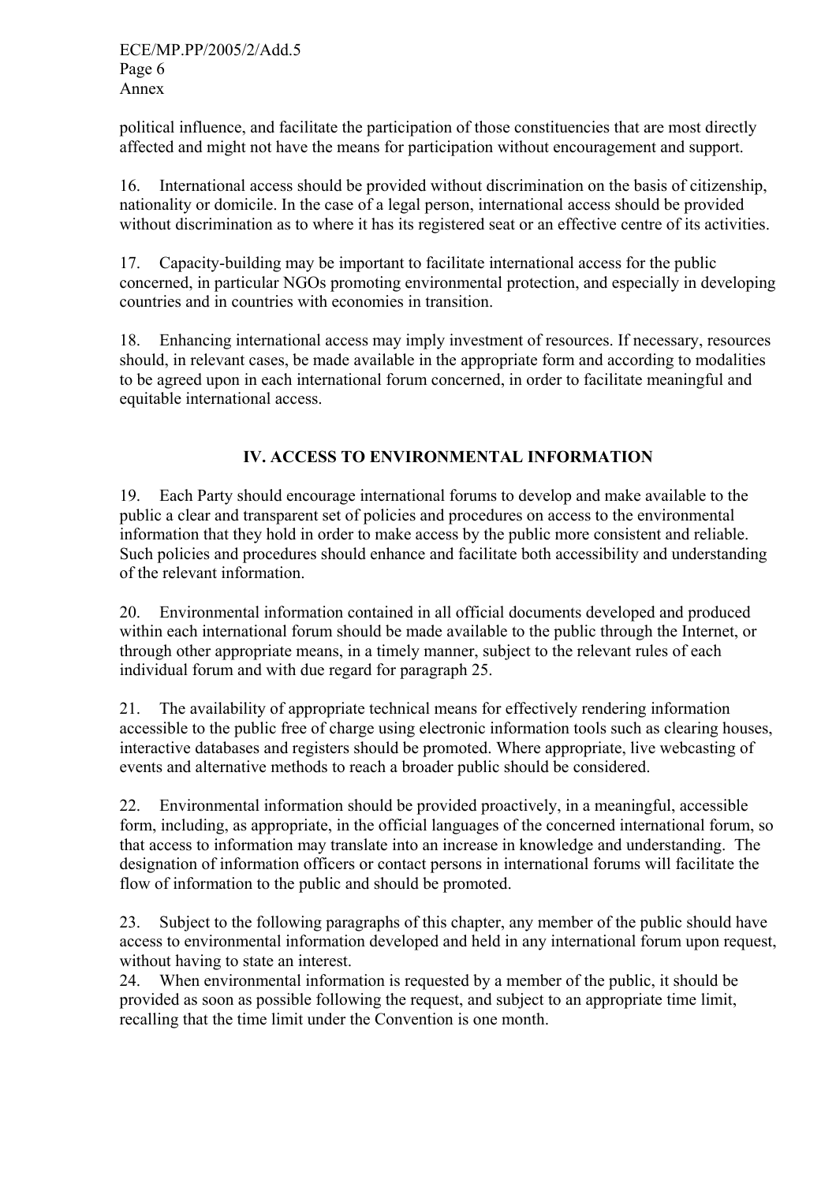political influence, and facilitate the participation of those constituencies that are most directly affected and might not have the means for participation without encouragement and support.

16. International access should be provided without discrimination on the basis of citizenship, nationality or domicile. In the case of a legal person, international access should be provided without discrimination as to where it has its registered seat or an effective centre of its activities.

17. Capacity-building may be important to facilitate international access for the public concerned, in particular NGOs promoting environmental protection, and especially in developing countries and in countries with economies in transition.

18. Enhancing international access may imply investment of resources. If necessary, resources should, in relevant cases, be made available in the appropriate form and according to modalities to be agreed upon in each international forum concerned, in order to facilitate meaningful and equitable international access.

## IV. ACCESS TO ENVIRONMENTAL INFORMATION

19. Each Party should encourage international forums to develop and make available to the public a clear and transparent set of policies and procedures on access to the environmental information that they hold in order to make access by the public more consistent and reliable. Such policies and procedures should enhance and facilitate both accessibility and understanding of the relevant information.

20. Environmental information contained in all official documents developed and produced within each international forum should be made available to the public through the Internet, or through other appropriate means, in a timely manner, subject to the relevant rules of each individual forum and with due regard for paragraph 25.

21. The availability of appropriate technical means for effectively rendering information accessible to the public free of charge using electronic information tools such as clearing houses, interactive databases and registers should be promoted. Where appropriate, live webcasting of events and alternative methods to reach a broader public should be considered.

22. Environmental information should be provided proactively, in a meaningful, accessible form, including, as appropriate, in the official languages of the concerned international forum, so that access to information may translate into an increase in knowledge and understanding. The designation of information officers or contact persons in international forums will facilitate the flow of information to the public and should be promoted.

23. Subject to the following paragraphs of this chapter, any member of the public should have access to environmental information developed and held in any international forum upon request, without having to state an interest.

24. When environmental information is requested by a member of the public, it should be provided as soon as possible following the request, and subject to an appropriate time limit, recalling that the time limit under the Convention is one month.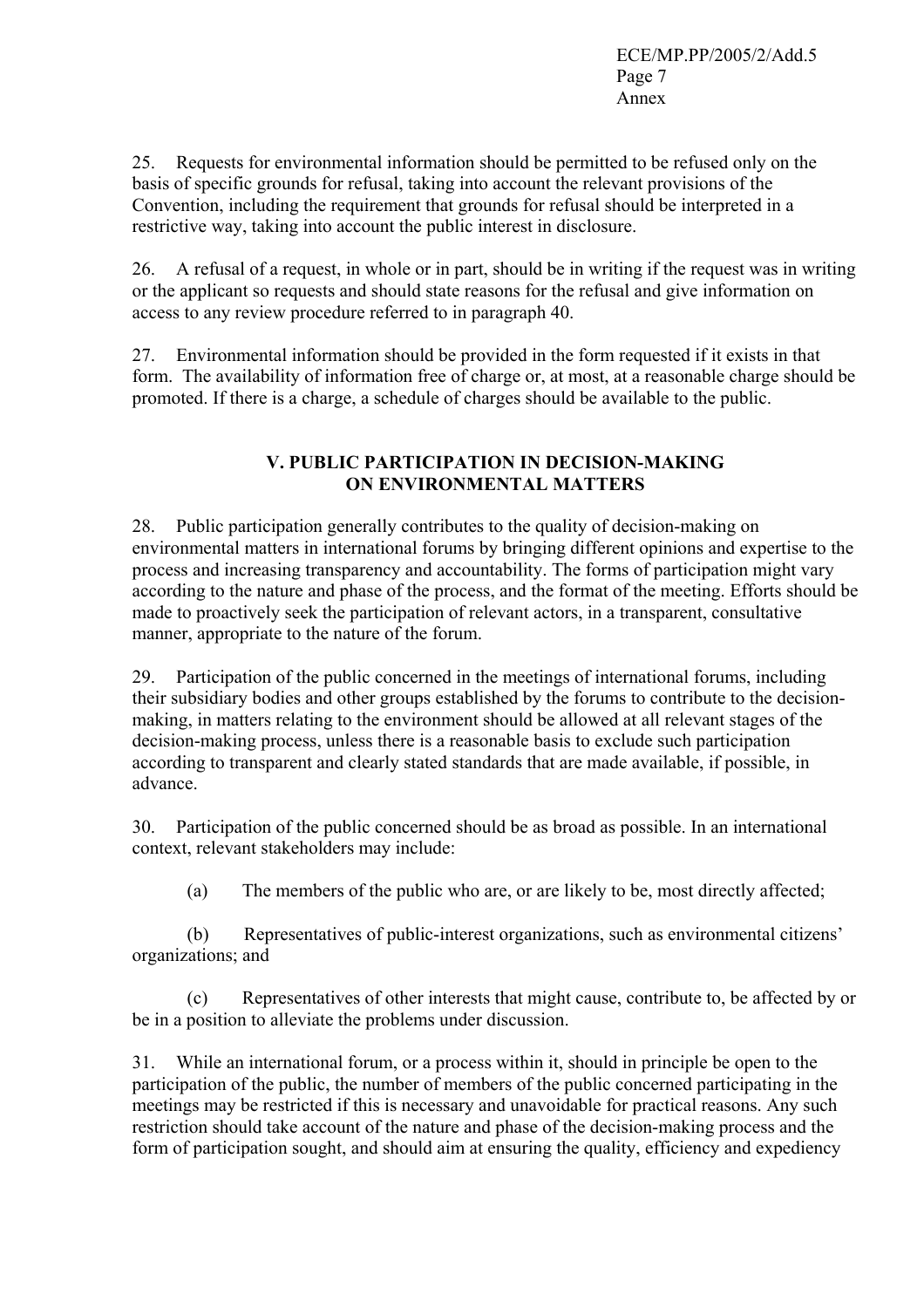25. Requests for environmental information should be permitted to be refused only on the basis of specific grounds for refusal, taking into account the relevant provisions of the Convention, including the requirement that grounds for refusal should be interpreted in a restrictive way, taking into account the public interest in disclosure.

26. A refusal of a request, in whole or in part, should be in writing if the request was in writing or the applicant so requests and should state reasons for the refusal and give information on access to any review procedure referred to in paragraph 40.

27. Environmental information should be provided in the form requested if it exists in that form. The availability of information free of charge or, at most, at a reasonable charge should be promoted. If there is a charge, a schedule of charges should be available to the public.

## V. PUBLIC PARTICIPATION IN DECISION-MAKING ON ENVIRONMENTAL MATTERS

28. Public participation generally contributes to the quality of decision-making on environmental matters in international forums by bringing different opinions and expertise to the process and increasing transparency and accountability. The forms of participation might vary according to the nature and phase of the process, and the format of the meeting. Efforts should be made to proactively seek the participation of relevant actors, in a transparent, consultative manner, appropriate to the nature of the forum.

29. Participation of the public concerned in the meetings of international forums, including their subsidiary bodies and other groups established by the forums to contribute to the decision-making, in matters relating to the environment should be allowed at all relevant stages of the decision-making process, unless there is a reasonable basis to exclude such participation according to transparent and clearly stated standards that are made available, if possible, in advance.

30. Participation of the public concerned should be as broad as possible. In an international context, relevant stakeholders may include:

(a) The members of the public who are, or are likely to be, most directly affected;

(b) Representatives of public-interest organizations, such as environmental citizens' organizations; and

(c) Representatives of other interests that might cause, contribute to, be affected by or be in a position to alleviate the problems under discussion.

31. While an international forum, or a process within it, should in principle be open to the participation of the public, the number of members of the public concerned participating in the meetings may be restricted if this is necessary and unavoidable for practical reasons. Any such restriction should take account of the nature and phase of the decision-making process and the form of participation sought, and should aim at ensuring the quality, efficiency and expediency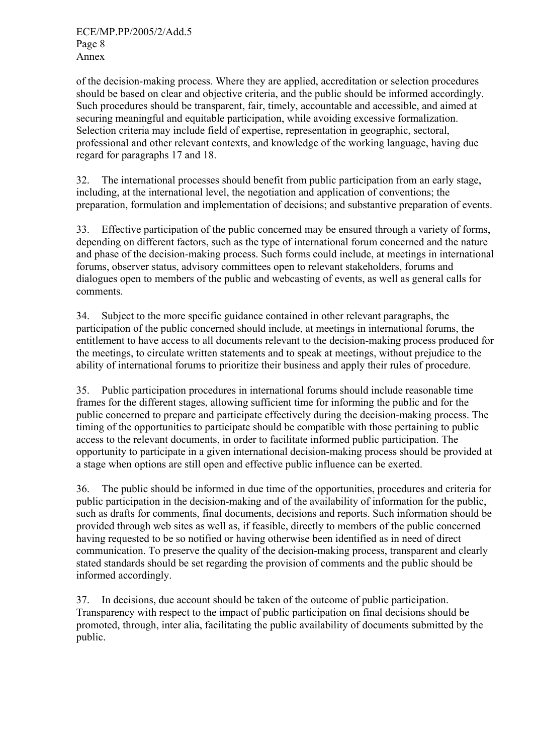of the decision-making process. Where they are applied, accreditation or selection procedures should be based on clear and objective criteria, and the public should be informed accordingly. Such procedures should be transparent, fair, timely, accountable and accessible, and aimed at securing meaningful and equitable participation, while avoiding excessive formalization. Selection criteria may include field of expertise, representation in geographic, sectoral, professional and other relevant contexts, and knowledge of the working language, having due regard for paragraphs 17 and 18.

32. The international processes should benefit from public participation from an early stage, including, at the international level, the negotiation and application of conventions; the preparation, formulation and implementation of decisions; and substantive preparation of events.

33. Effective participation of the public concerned may be ensured through a variety of forms, depending on different factors, such as the type of international forum concerned and the nature and phase of the decision-making process. Such forms could include, at meetings in international forums, observer status, advisory committees open to relevant stakeholders, forums and dialogues open to members of the public and webcasting of events, as well as general calls for comments.

34. Subject to the more specific guidance contained in other relevant paragraphs, the participation of the public concerned should include, at meetings in international forums, the entitlement to have access to all documents relevant to the decision-making process produced for the meetings, to circulate written statements and to speak at meetings, without prejudice to the ability of international forums to prioritize their business and apply their rules of procedure.

35. Public participation procedures in international forums should include reasonable time frames for the different stages, allowing sufficient time for informing the public and for the public concerned to prepare and participate effectively during the decision-making process. The timing of the opportunities to participate should be compatible with those pertaining to public access to the relevant documents, in order to facilitate informed public participation. The opportunity to participate in a given international decision-making process should be provided at a stage when options are still open and effective public influence can be exerted.

36. The public should be informed in due time of the opportunities, procedures and criteria for public participation in the decision-making and of the availability of information for the public, such as drafts for comments, final documents, decisions and reports. Such information should be provided through web sites as well as, if feasible, directly to members of the public concerned having requested to be so notified or having otherwise been identified as in need of direct communication. To preserve the quality of the decision-making process, transparent and clearly stated standards should be set regarding the provision of comments and the public should be informed accordingly.

37. In decisions, due account should be taken of the outcome of public participation. Transparency with respect to the impact of public participation on final decisions should be promoted, through, inter alia, facilitating the public availability of documents submitted by the public.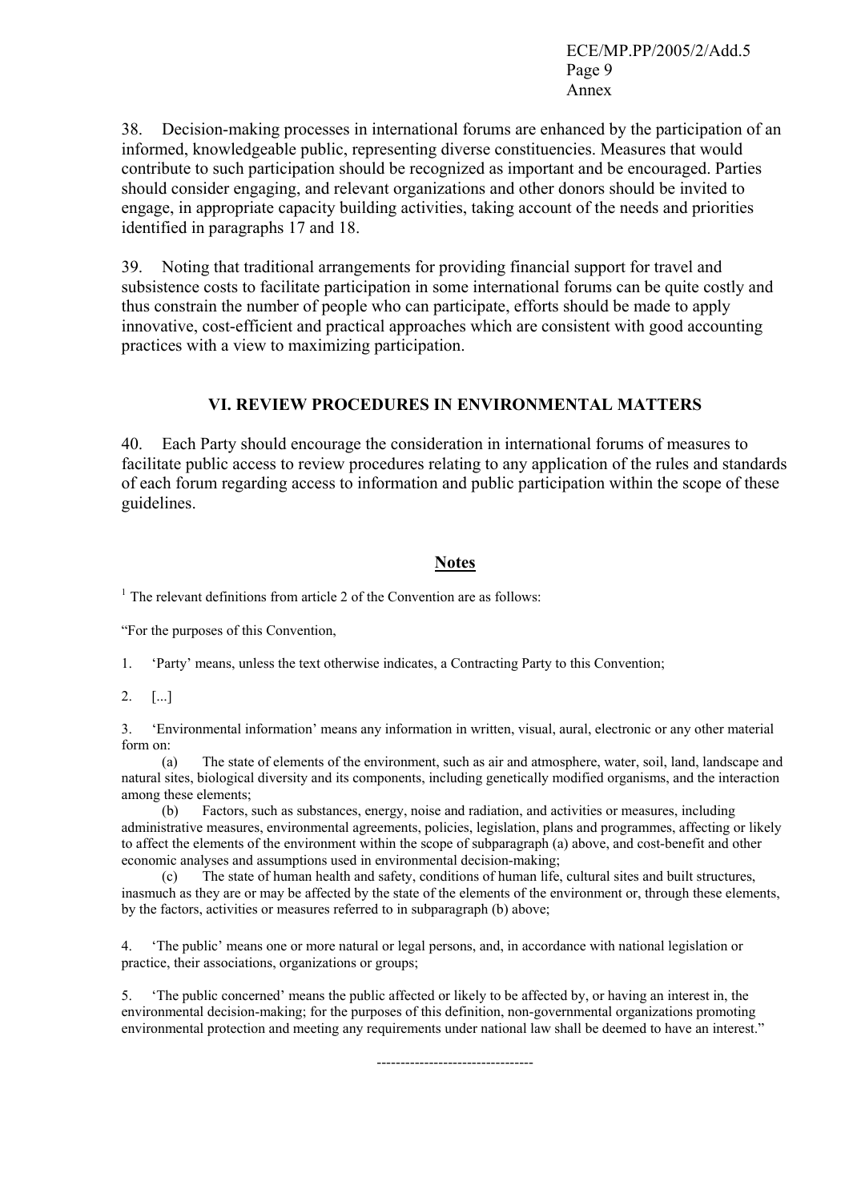38. Decision-making processes in international forums are enhanced by the participation of an informed, knowledgeable public, representing diverse constituencies. Measures that would contribute to such participation should be recognized as important and be encouraged. Parties should consider engaging, and relevant organizations and other donors should be invited to engage, in appropriate capacity building activities, taking account of the needs and priorities identified in paragraphs 17 and 18.

39. Noting that traditional arrangements for providing financial support for travel and subsistence costs to facilitate participation in some international forums can be quite costly and thus constrain the number of people who can participate, efforts should be made to apply innovative, cost-efficient and practical approaches which are consistent with good accounting practices with a view to maximizing participation.

## VI. REVIEW PROCEDURES IN ENVIRONMENTAL MATTERS

40. Each Party should encourage the consideration in international forums of measures to facilitate public access to review procedures relating to any application of the rules and standards of each forum regarding access to information and public participation within the scope of these guidelines.

## Notes

[1] The relevant definitions from article 2 of the Convention are as follows:

"For the purposes of this Convention,

1. 'Party' means, unless the text otherwise indicates, a Contracting Party to this Convention;

2. [...]

3. 'Environmental information' means any information in written, visual, aural, electronic or any other material form on:

(a) The state of elements of the environment, such as air and atmosphere, water, soil, land, landscape and natural sites, biological diversity and its components, including genetically modified organisms, and the interaction among these elements;

(b) Factors, such as substances, energy, noise and radiation, and activities or measures, including administrative measures, environmental agreements, policies, legislation, plans and programmes, affecting or likely to affect the elements of the environment within the scope of subparagraph (a) above, and cost-benefit and other economic analyses and assumptions used in environmental decision-making;

(c) The state of human health and safety, conditions of human life, cultural sites and built structures, inasmuch as they are or may be affected by the state of the elements of the environment or, through these elements, by the factors, activities or measures referred to in subparagraph (b) above;

4. 'The public' means one or more natural or legal persons, and, in accordance with national legislation or practice, their associations, organizations or groups;

5. 'The public concerned' means the public affected or likely to be affected by, or having an interest in, the environmental decision-making; for the purposes of this definition, non-governmental organizations promoting environmental protection and meeting any requirements under national law shall be deemed to have an interest."

---------------------------------